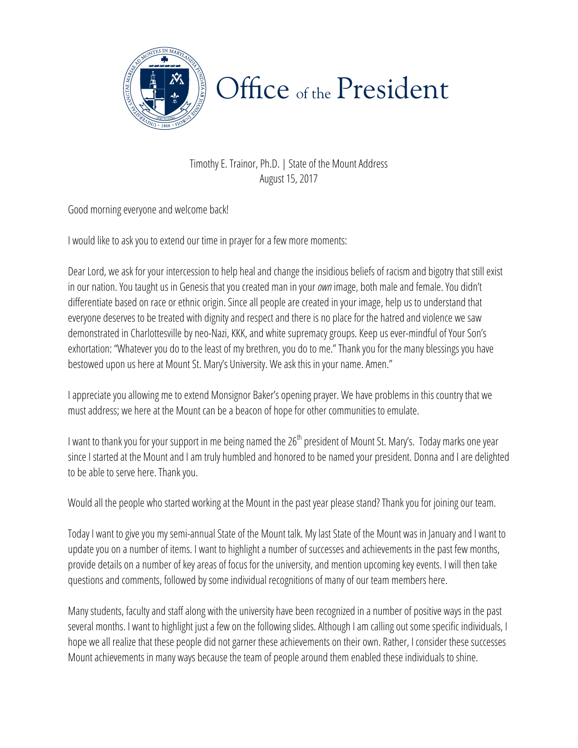# Office of the President

Timothy E. Trainor, Ph.D. | State of the Mount Address
August 15, 2017

Good morning everyone and welcome back!

I would like to ask you to extend our time in prayer for a few more moments:

Dear Lord, we ask for your intercession to help heal and change the insidious beliefs of racism and bigotry that still exist in our nation. You taught us in Genesis that you created man in your *own* image, both male and female. You didn't differentiate based on race or ethnic origin. Since all people are created in your image, help us to understand that everyone deserves to be treated with dignity and respect and there is no place for the hatred and violence we saw demonstrated in Charlottesville by neo-Nazi, KKK, and white supremacy groups. Keep us ever-mindful of Your Son's exhortation: "Whatever you do to the least of my brethren, you do to me." Thank you for the many blessings you have bestowed upon us here at Mount St. Mary's University. We ask this in your name. Amen."

I appreciate you allowing me to extend Monsignor Baker's opening prayer. We have problems in this country that we must address; we here at the Mount can be a beacon of hope for other communities to emulate.

I want to thank you for your support in me being named the 26th president of Mount St. Mary's. Today marks one year since I started at the Mount and I am truly humbled and honored to be named your president. Donna and I are delighted to be able to serve here. Thank you.

Would all the people who started working at the Mount in the past year please stand? Thank you for joining our team.

Today I want to give you my semi-annual State of the Mount talk. My last State of the Mount was in January and I want to update you on a number of items. I want to highlight a number of successes and achievements in the past few months, provide details on a number of key areas of focus for the university, and mention upcoming key events. I will then take questions and comments, followed by some individual recognitions of many of our team members here.

Many students, faculty and staff along with the university have been recognized in a number of positive ways in the past several months. I want to highlight just a few on the following slides. Although I am calling out some specific individuals, I hope we all realize that these people did not garner these achievements on their own. Rather, I consider these successes Mount achievements in many ways because the team of people around them enabled these individuals to shine.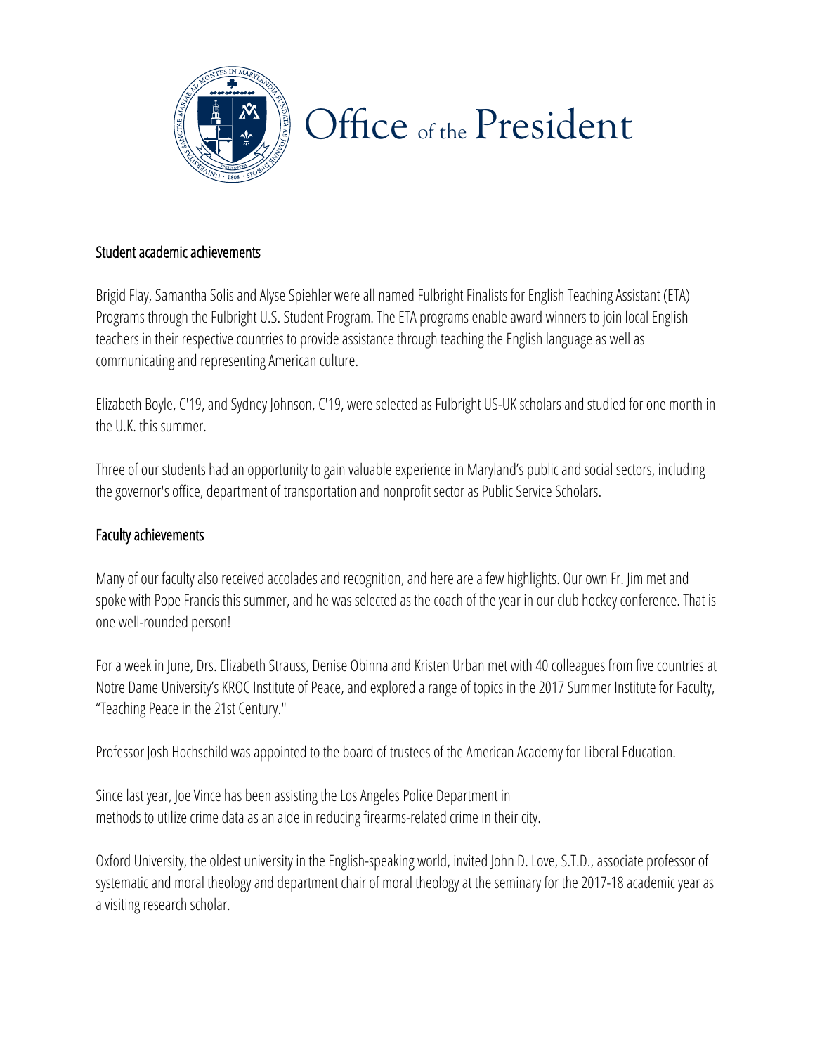## Student academic achievements

Brigid Flay, Samantha Solis and Alyse Spiehler were all named Fulbright Finalists for English Teaching Assistant (ETA) Programs through the Fulbright U.S. Student Program. The ETA programs enable award winners to join local English teachers in their respective countries to provide assistance through teaching the English language as well as communicating and representing American culture.

Elizabeth Boyle, C'19, and Sydney Johnson, C'19, were selected as Fulbright US-UK scholars and studied for one month in the U.K. this summer.

Three of our students had an opportunity to gain valuable experience in Maryland's public and social sectors, including the governor's office, department of transportation and nonprofit sector as Public Service Scholars.

## Faculty achievements

Many of our faculty also received accolades and recognition, and here are a few highlights. Our own Fr. Jim met and spoke with Pope Francis this summer, and he was selected as the coach of the year in our club hockey conference. That is one well-rounded person!

For a week in June, Drs. Elizabeth Strauss, Denise Obinna and Kristen Urban met with 40 colleagues from five countries at Notre Dame University's KROC Institute of Peace, and explored a range of topics in the 2017 Summer Institute for Faculty, "Teaching Peace in the 21st Century."

Professor Josh Hochschild was appointed to the board of trustees of the American Academy for Liberal Education.

Since last year, Joe Vince has been assisting the Los Angeles Police Department in methods to utilize crime data as an aide in reducing firearms-related crime in their city.

Oxford University, the oldest university in the English-speaking world, invited John D. Love, S.T.D., associate professor of systematic and moral theology and department chair of moral theology at the seminary for the 2017-18 academic year as a visiting research scholar.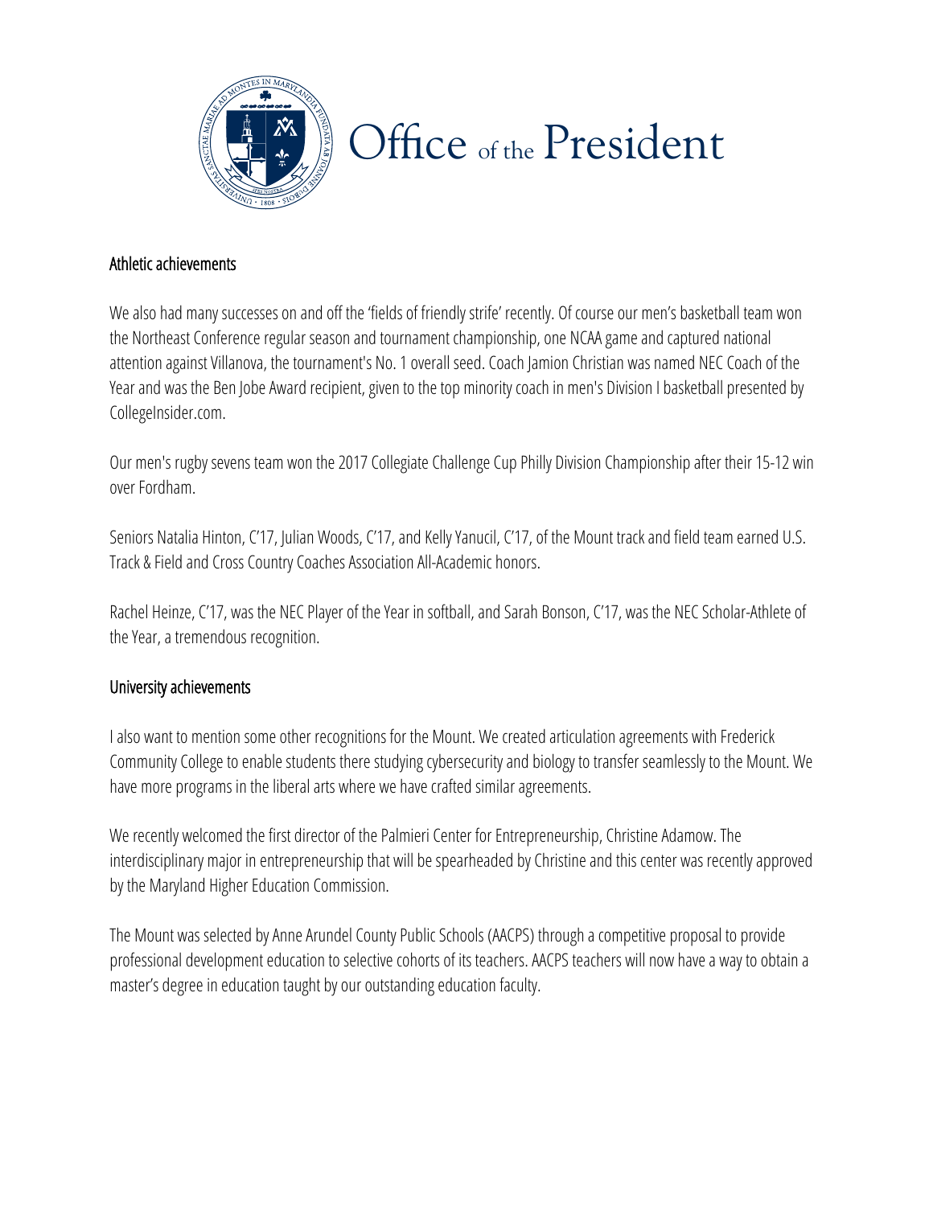### Athletic achievements

We also had many successes on and off the 'fields of friendly strife' recently. Of course our men's basketball team won the Northeast Conference regular season and tournament championship, one NCAA game and captured national attention against Villanova, the tournament's No. 1 overall seed. Coach Jamion Christian was named NEC Coach of the Year and was the Ben Jobe Award recipient, given to the top minority coach in men's Division I basketball presented by CollegeInsider.com.

Our men's rugby sevens team won the 2017 Collegiate Challenge Cup Philly Division Championship after their 15-12 win over Fordham.

Seniors Natalia Hinton, C'17, Julian Woods, C'17, and Kelly Yanucil, C'17, of the Mount track and field team earned U.S. Track & Field and Cross Country Coaches Association All-Academic honors.

Rachel Heinze, C'17, was the NEC Player of the Year in softball, and Sarah Bonson, C'17, was the NEC Scholar-Athlete of the Year, a tremendous recognition.

### University achievements

I also want to mention some other recognitions for the Mount. We created articulation agreements with Frederick Community College to enable students there studying cybersecurity and biology to transfer seamlessly to the Mount. We have more programs in the liberal arts where we have crafted similar agreements.

We recently welcomed the first director of the Palmieri Center for Entrepreneurship, Christine Adamow. The interdisciplinary major in entrepreneurship that will be spearheaded by Christine and this center was recently approved by the Maryland Higher Education Commission.

The Mount was selected by Anne Arundel County Public Schools (AACPS) through a competitive proposal to provide professional development education to selective cohorts of its teachers. AACPS teachers will now have a way to obtain a master's degree in education taught by our outstanding education faculty.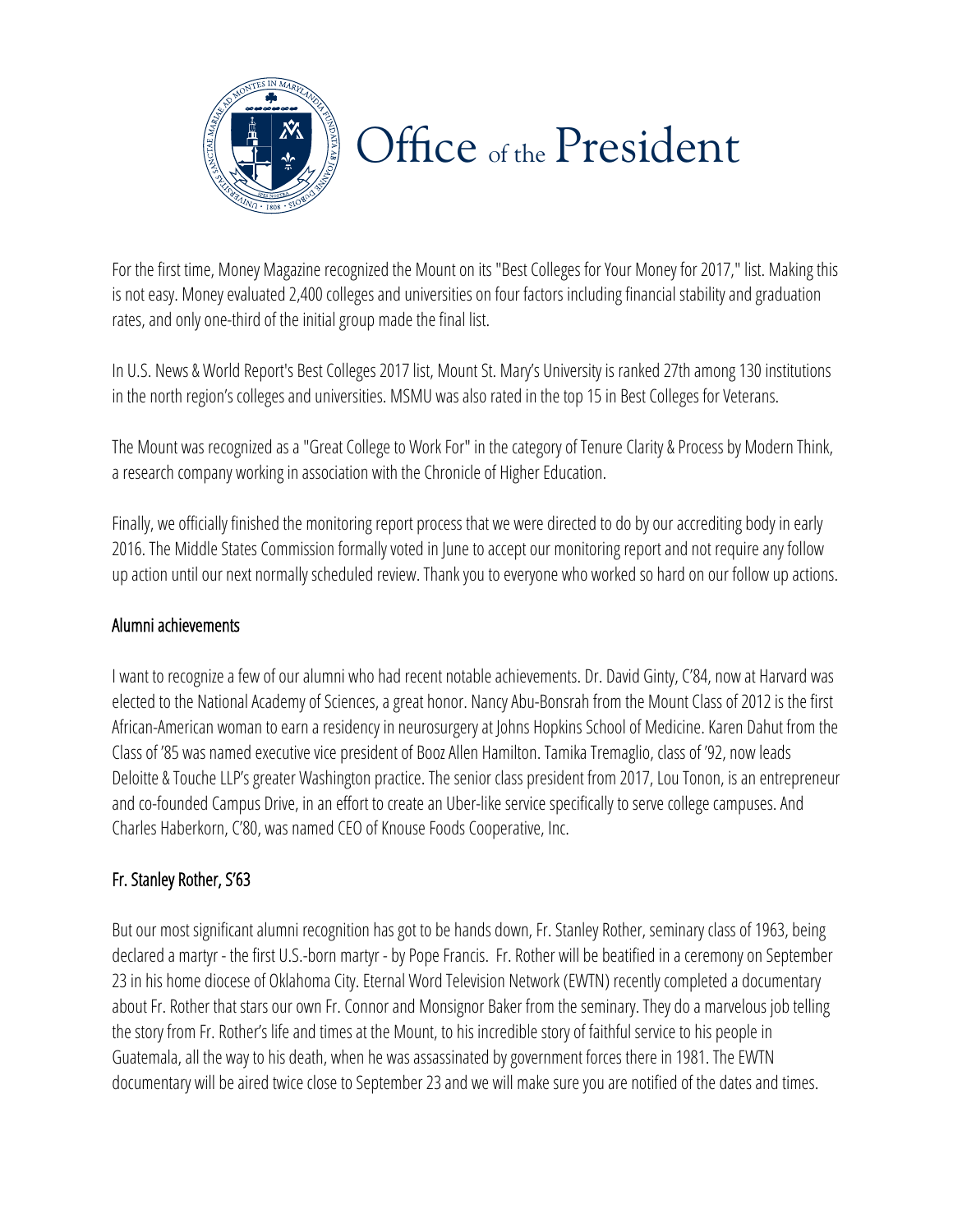# Office of the President

For the first time, Money Magazine recognized the Mount on its "Best Colleges for Your Money for 2017," list. Making this is not easy. Money evaluated 2,400 colleges and universities on four factors including financial stability and graduation rates, and only one-third of the initial group made the final list.

In U.S. News & World Report's Best Colleges 2017 list, Mount St. Mary's University is ranked 27th among 130 institutions in the north region's colleges and universities. MSMU was also rated in the top 15 in Best Colleges for Veterans.

The Mount was recognized as a "Great College to Work For" in the category of Tenure Clarity & Process by Modern Think, a research company working in association with the Chronicle of Higher Education.

Finally, we officially finished the monitoring report process that we were directed to do by our accrediting body in early 2016. The Middle States Commission formally voted in June to accept our monitoring report and not require any follow up action until our next normally scheduled review. Thank you to everyone who worked so hard on our follow up actions.

## Alumni achievements

I want to recognize a few of our alumni who had recent notable achievements. Dr. David Ginty, C'84, now at Harvard was elected to the National Academy of Sciences, a great honor. Nancy Abu-Bonsrah from the Mount Class of 2012 is the first African-American woman to earn a residency in neurosurgery at Johns Hopkins School of Medicine. Karen Dahut from the Class of '85 was named executive vice president of Booz Allen Hamilton. Tamika Tremaglio, class of '92, now leads Deloitte & Touche LLP's greater Washington practice. The senior class president from 2017, Lou Tonon, is an entrepreneur and co-founded Campus Drive, in an effort to create an Uber-like service specifically to serve college campuses. And Charles Haberkorn, C'80, was named CEO of Knouse Foods Cooperative, Inc.

## Fr. Stanley Rother, S'63

But our most significant alumni recognition has got to be hands down, Fr. Stanley Rother, seminary class of 1963, being declared a martyr - the first U.S.-born martyr - by Pope Francis. Fr. Rother will be beatified in a ceremony on September 23 in his home diocese of Oklahoma City. Eternal Word Television Network (EWTN) recently completed a documentary about Fr. Rother that stars our own Fr. Connor and Monsignor Baker from the seminary. They do a marvelous job telling the story from Fr. Rother's life and times at the Mount, to his incredible story of faithful service to his people in Guatemala, all the way to his death, when he was assassinated by government forces there in 1981. The EWTN documentary will be aired twice close to September 23 and we will make sure you are notified of the dates and times.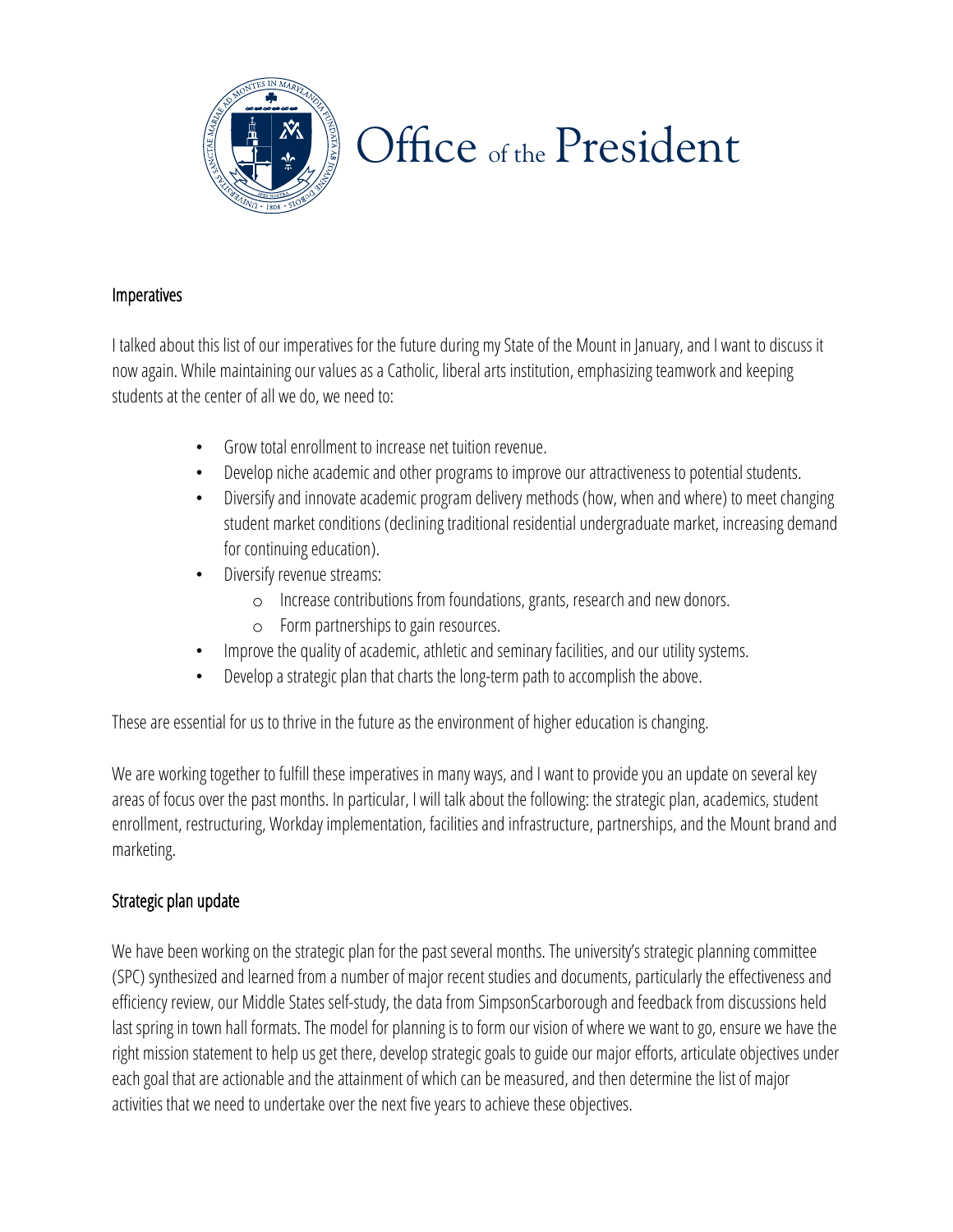# Office of the President

## Imperatives

I talked about this list of our imperatives for the future during my State of the Mount in January, and I want to discuss it now again. While maintaining our values as a Catholic, liberal arts institution, emphasizing teamwork and keeping students at the center of all we do, we need to:

- Grow total enrollment to increase net tuition revenue.
- Develop niche academic and other programs to improve our attractiveness to potential students.
- Diversify and innovate academic program delivery methods (how, when and where) to meet changing student market conditions (declining traditional residential undergraduate market, increasing demand for continuing education).
- Diversify revenue streams:
    - Increase contributions from foundations, grants, research and new donors.
    - Form partnerships to gain resources.
- Improve the quality of academic, athletic and seminary facilities, and our utility systems.
- Develop a strategic plan that charts the long-term path to accomplish the above.

These are essential for us to thrive in the future as the environment of higher education is changing.

We are working together to fulfill these imperatives in many ways, and I want to provide you an update on several key areas of focus over the past months. In particular, I will talk about the following: the strategic plan, academics, student enrollment, restructuring, Workday implementation, facilities and infrastructure, partnerships, and the Mount brand and marketing.

## Strategic plan update

We have been working on the strategic plan for the past several months. The university's strategic planning committee (SPC) synthesized and learned from a number of major recent studies and documents, particularly the effectiveness and efficiency review, our Middle States self-study, the data from SimpsonScarborough and feedback from discussions held last spring in town hall formats. The model for planning is to form our vision of where we want to go, ensure we have the right mission statement to help us get there, develop strategic goals to guide our major efforts, articulate objectives under each goal that are actionable and the attainment of which can be measured, and then determine the list of major activities that we need to undertake over the next five years to achieve these objectives.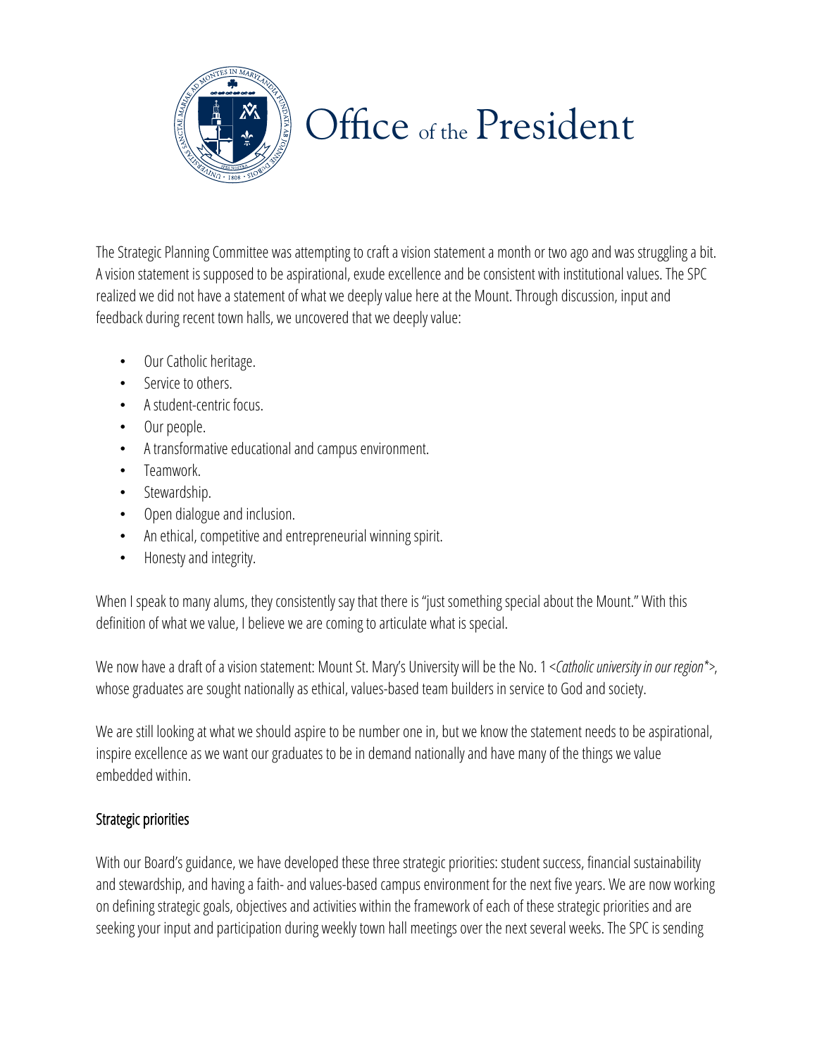# Office of the President

The Strategic Planning Committee was attempting to craft a vision statement a month or two ago and was struggling a bit. A vision statement is supposed to be aspirational, exude excellence and be consistent with institutional values. The SPC realized we did not have a statement of what we deeply value here at the Mount. Through discussion, input and feedback during recent town halls, we uncovered that we deeply value:

- Our Catholic heritage.
- Service to others.
- A student-centric focus.
- Our people.
- A transformative educational and campus environment.
- Teamwork.
- Stewardship.
- Open dialogue and inclusion.
- An ethical, competitive and entrepreneurial winning spirit.
- Honesty and integrity.

When I speak to many alums, they consistently say that there is "just something special about the Mount." With this definition of what we value, I believe we are coming to articulate what is special.

We now have a draft of a vision statement: Mount St. Mary's University will be the No. 1 <*Catholic university in our region**>, whose graduates are sought nationally as ethical, values-based team builders in service to God and society.

We are still looking at what we should aspire to be number one in, but we know the statement needs to be aspirational, inspire excellence as we want our graduates to be in demand nationally and have many of the things we value embedded within.

## Strategic priorities

With our Board's guidance, we have developed these three strategic priorities: student success, financial sustainability and stewardship, and having a faith- and values-based campus environment for the next five years. We are now working on defining strategic goals, objectives and activities within the framework of each of these strategic priorities and are seeking your input and participation during weekly town hall meetings over the next several weeks. The SPC is sending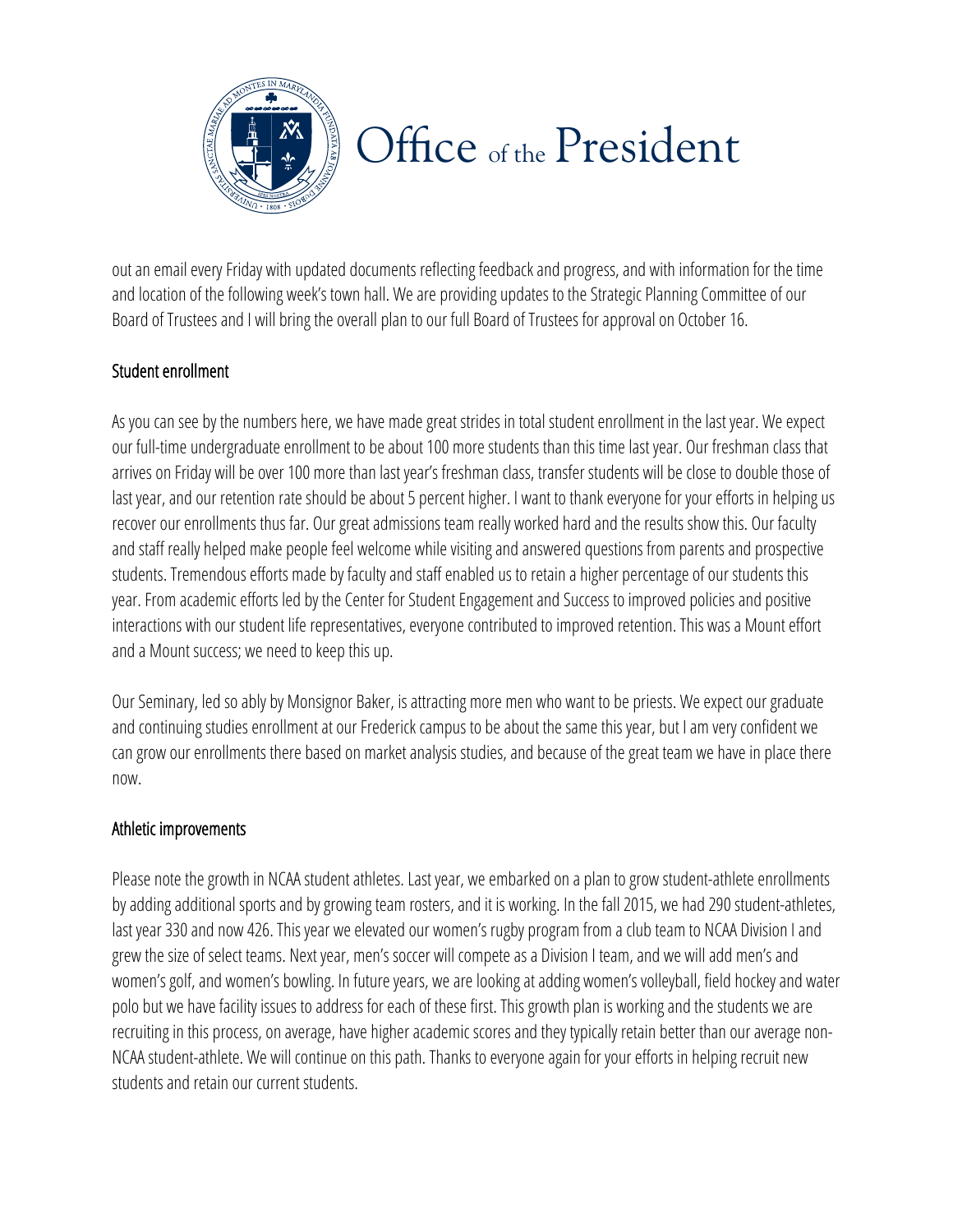out an email every Friday with updated documents reflecting feedback and progress, and with information for the time and location of the following week's town hall. We are providing updates to the Strategic Planning Committee of our Board of Trustees and I will bring the overall plan to our full Board of Trustees for approval on October 16.

## Student enrollment

As you can see by the numbers here, we have made great strides in total student enrollment in the last year. We expect our full-time undergraduate enrollment to be about 100 more students than this time last year. Our freshman class that arrives on Friday will be over 100 more than last year's freshman class, transfer students will be close to double those of last year, and our retention rate should be about 5 percent higher. I want to thank everyone for your efforts in helping us recover our enrollments thus far. Our great admissions team really worked hard and the results show this. Our faculty and staff really helped make people feel welcome while visiting and answered questions from parents and prospective students. Tremendous efforts made by faculty and staff enabled us to retain a higher percentage of our students this year. From academic efforts led by the Center for Student Engagement and Success to improved policies and positive interactions with our student life representatives, everyone contributed to improved retention. This was a Mount effort and a Mount success; we need to keep this up.

Our Seminary, led so ably by Monsignor Baker, is attracting more men who want to be priests. We expect our graduate and continuing studies enrollment at our Frederick campus to be about the same this year, but I am very confident we can grow our enrollments there based on market analysis studies, and because of the great team we have in place there now.

## Athletic improvements

Please note the growth in NCAA student athletes. Last year, we embarked on a plan to grow student-athlete enrollments by adding additional sports and by growing team rosters, and it is working. In the fall 2015, we had 290 student-athletes, last year 330 and now 426. This year we elevated our women's rugby program from a club team to NCAA Division I and grew the size of select teams. Next year, men's soccer will compete as a Division I team, and we will add men's and women's golf, and women's bowling. In future years, we are looking at adding women's volleyball, field hockey and water polo but we have facility issues to address for each of these first. This growth plan is working and the students we are recruiting in this process, on average, have higher academic scores and they typically retain better than our average non-NCAA student-athlete. We will continue on this path. Thanks to everyone again for your efforts in helping recruit new students and retain our current students.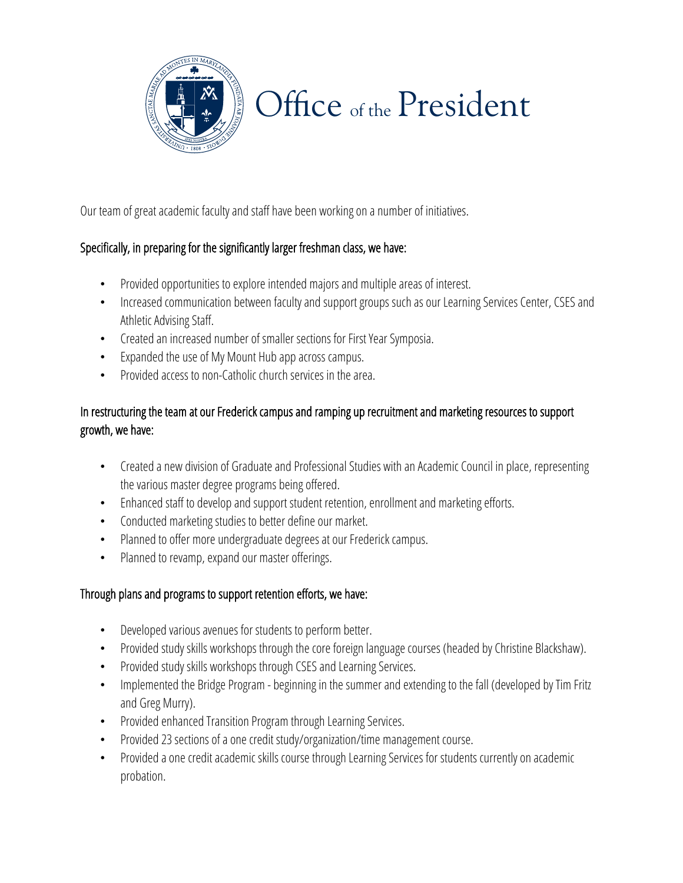# Office of the President

Our team of great academic faculty and staff have been working on a number of initiatives.

### Specifically, in preparing for the significantly larger freshman class, we have:

- Provided opportunities to explore intended majors and multiple areas of interest.
- Increased communication between faculty and support groups such as our Learning Services Center, CSES and Athletic Advising Staff.
- Created an increased number of smaller sections for First Year Symposia.
- Expanded the use of My Mount Hub app across campus.
- Provided access to non-Catholic church services in the area.

### In restructuring the team at our Frederick campus and ramping up recruitment and marketing resources to support growth, we have:

- Created a new division of Graduate and Professional Studies with an Academic Council in place, representing the various master degree programs being offered.
- Enhanced staff to develop and support student retention, enrollment and marketing efforts.
- Conducted marketing studies to better define our market.
- Planned to offer more undergraduate degrees at our Frederick campus.
- Planned to revamp, expand our master offerings.

### Through plans and programs to support retention efforts, we have:

- Developed various avenues for students to perform better.
- Provided study skills workshops through the core foreign language courses (headed by Christine Blackshaw).
- Provided study skills workshops through CSES and Learning Services.
- Implemented the Bridge Program - beginning in the summer and extending to the fall (developed by Tim Fritz and Greg Murry).
- Provided enhanced Transition Program through Learning Services.
- Provided 23 sections of a one credit study/organization/time management course.
- Provided a one credit academic skills course through Learning Services for students currently on academic probation.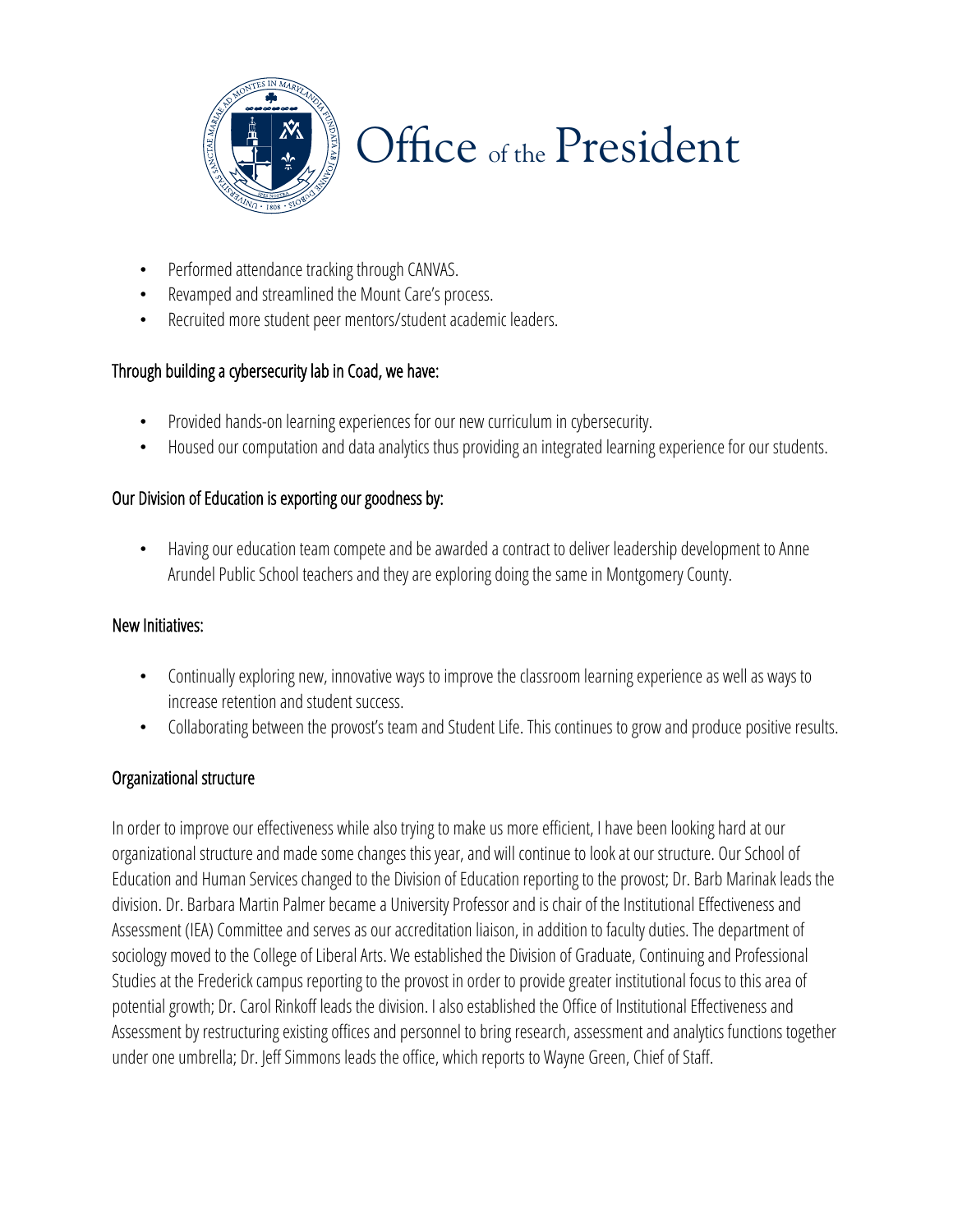- Performed attendance tracking through CANVAS.
- Revamped and streamlined the Mount Care's process.
- Recruited more student peer mentors/student academic leaders.

### Through building a cybersecurity lab in Coad, we have:

- Provided hands-on learning experiences for our new curriculum in cybersecurity.
- Housed our computation and data analytics thus providing an integrated learning experience for our students.

### Our Division of Education is exporting our goodness by:

- Having our education team compete and be awarded a contract to deliver leadership development to Anne Arundel Public School teachers and they are exploring doing the same in Montgomery County.

### New Initiatives:

- Continually exploring new, innovative ways to improve the classroom learning experience as well as ways to increase retention and student success.
- Collaborating between the provost's team and Student Life. This continues to grow and produce positive results.

### Organizational structure

In order to improve our effectiveness while also trying to make us more efficient, I have been looking hard at our organizational structure and made some changes this year, and will continue to look at our structure. Our School of Education and Human Services changed to the Division of Education reporting to the provost; Dr. Barb Marinak leads the division. Dr. Barbara Martin Palmer became a University Professor and is chair of the Institutional Effectiveness and Assessment (IEA) Committee and serves as our accreditation liaison, in addition to faculty duties. The department of sociology moved to the College of Liberal Arts. We established the Division of Graduate, Continuing and Professional Studies at the Frederick campus reporting to the provost in order to provide greater institutional focus to this area of potential growth; Dr. Carol Rinkoff leads the division. I also established the Office of Institutional Effectiveness and Assessment by restructuring existing offices and personnel to bring research, assessment and analytics functions together under one umbrella; Dr. Jeff Simmons leads the office, which reports to Wayne Green, Chief of Staff.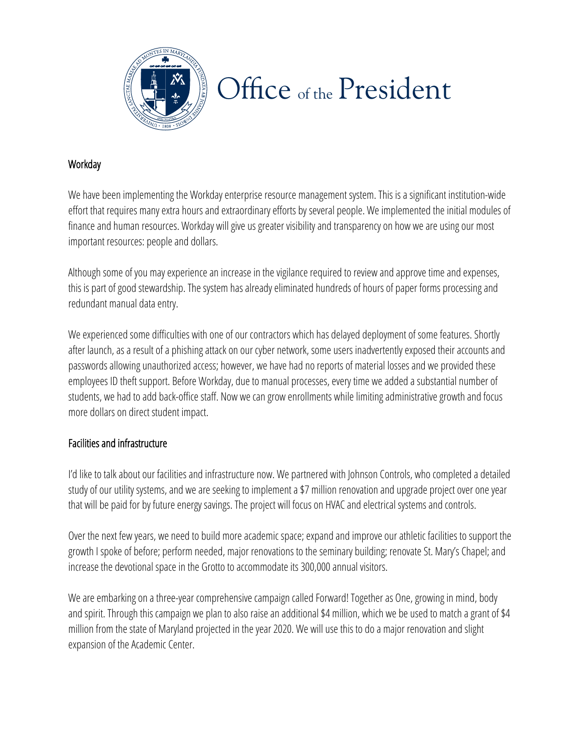Office of the President

## Workday

We have been implementing the Workday enterprise resource management system. This is a significant institution-wide effort that requires many extra hours and extraordinary efforts by several people. We implemented the initial modules of finance and human resources. Workday will give us greater visibility and transparency on how we are using our most important resources: people and dollars.

Although some of you may experience an increase in the vigilance required to review and approve time and expenses, this is part of good stewardship. The system has already eliminated hundreds of hours of paper forms processing and redundant manual data entry.

We experienced some difficulties with one of our contractors which has delayed deployment of some features. Shortly after launch, as a result of a phishing attack on our cyber network, some users inadvertently exposed their accounts and passwords allowing unauthorized access; however, we have had no reports of material losses and we provided these employees ID theft support. Before Workday, due to manual processes, every time we added a substantial number of students, we had to add back-office staff. Now we can grow enrollments while limiting administrative growth and focus more dollars on direct student impact.

## Facilities and infrastructure

I'd like to talk about our facilities and infrastructure now. We partnered with Johnson Controls, who completed a detailed study of our utility systems, and we are seeking to implement a $7 million renovation and upgrade project over one year that will be paid for by future energy savings. The project will focus on HVAC and electrical systems and controls.

Over the next few years, we need to build more academic space; expand and improve our athletic facilities to support the growth I spoke of before; perform needed, major renovations to the seminary building; renovate St. Mary's Chapel; and increase the devotional space in the Grotto to accommodate its 300,000 annual visitors.

We are embarking on a three-year comprehensive campaign called Forward! Together as One, growing in mind, body and spirit. Through this campaign we plan to also raise an additional $4 million, which we be used to match a grant of $4 million from the state of Maryland projected in the year 2020. We will use this to do a major renovation and slight expansion of the Academic Center.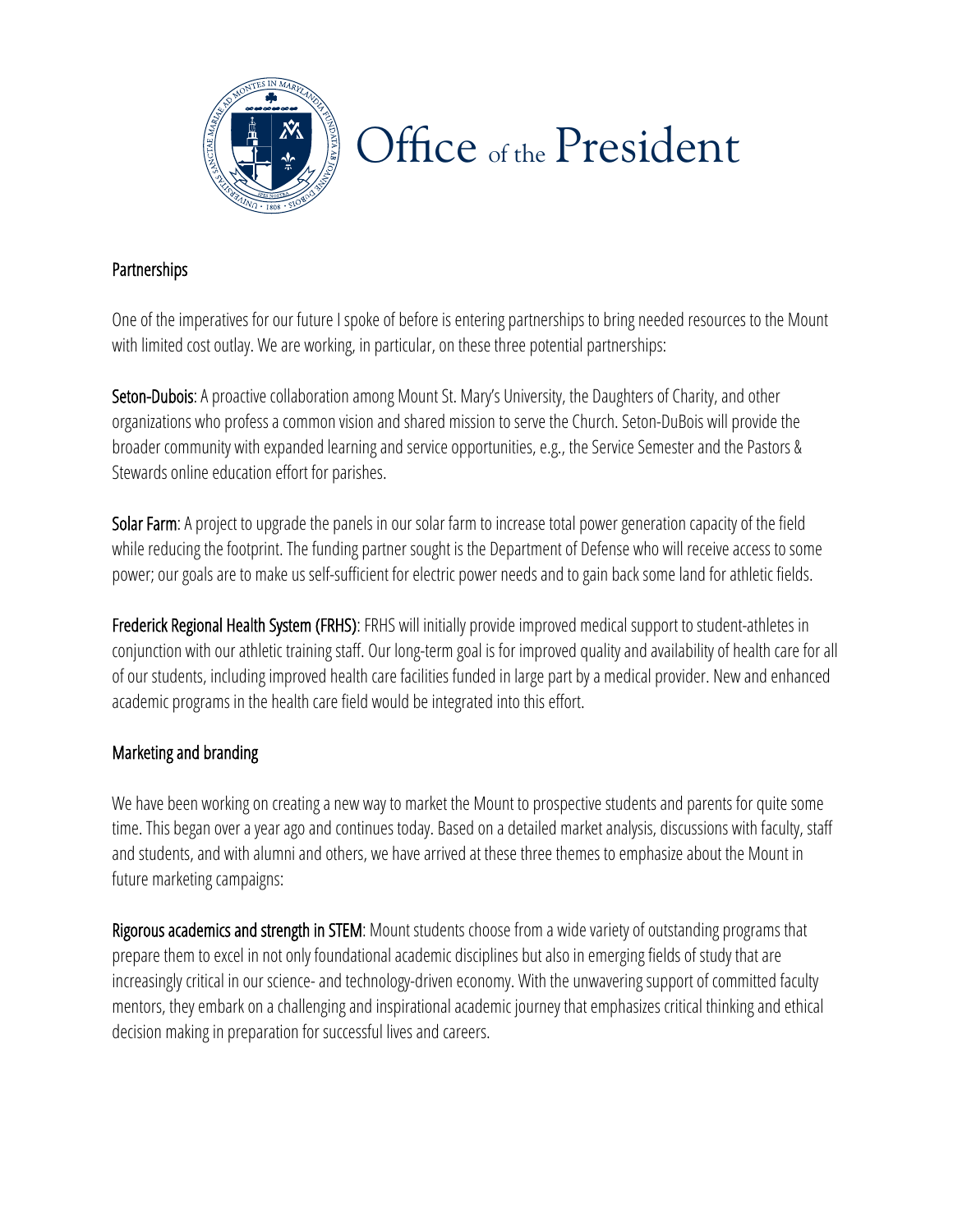# Office of the President

## Partnerships

One of the imperatives for our future I spoke of before is entering partnerships to bring needed resources to the Mount with limited cost outlay. We are working, in particular, on these three potential partnerships:

**Seton-Dubois**: A proactive collaboration among Mount St. Mary's University, the Daughters of Charity, and other organizations who profess a common vision and shared mission to serve the Church. Seton-DuBois will provide the broader community with expanded learning and service opportunities, e.g., the Service Semester and the Pastors & Stewards online education effort for parishes.

**Solar Farm**: A project to upgrade the panels in our solar farm to increase total power generation capacity of the field while reducing the footprint. The funding partner sought is the Department of Defense who will receive access to some power; our goals are to make us self-sufficient for electric power needs and to gain back some land for athletic fields.

**Frederick Regional Health System (FRHS)**: FRHS will initially provide improved medical support to student-athletes in conjunction with our athletic training staff. Our long-term goal is for improved quality and availability of health care for all of our students, including improved health care facilities funded in large part by a medical provider. New and enhanced academic programs in the health care field would be integrated into this effort.

## Marketing and branding

We have been working on creating a new way to market the Mount to prospective students and parents for quite some time. This began over a year ago and continues today. Based on a detailed market analysis, discussions with faculty, staff and students, and with alumni and others, we have arrived at these three themes to emphasize about the Mount in future marketing campaigns:

**Rigorous academics and strength in STEM**: Mount students choose from a wide variety of outstanding programs that prepare them to excel in not only foundational academic disciplines but also in emerging fields of study that are increasingly critical in our science- and technology-driven economy. With the unwavering support of committed faculty mentors, they embark on a challenging and inspirational academic journey that emphasizes critical thinking and ethical decision making in preparation for successful lives and careers.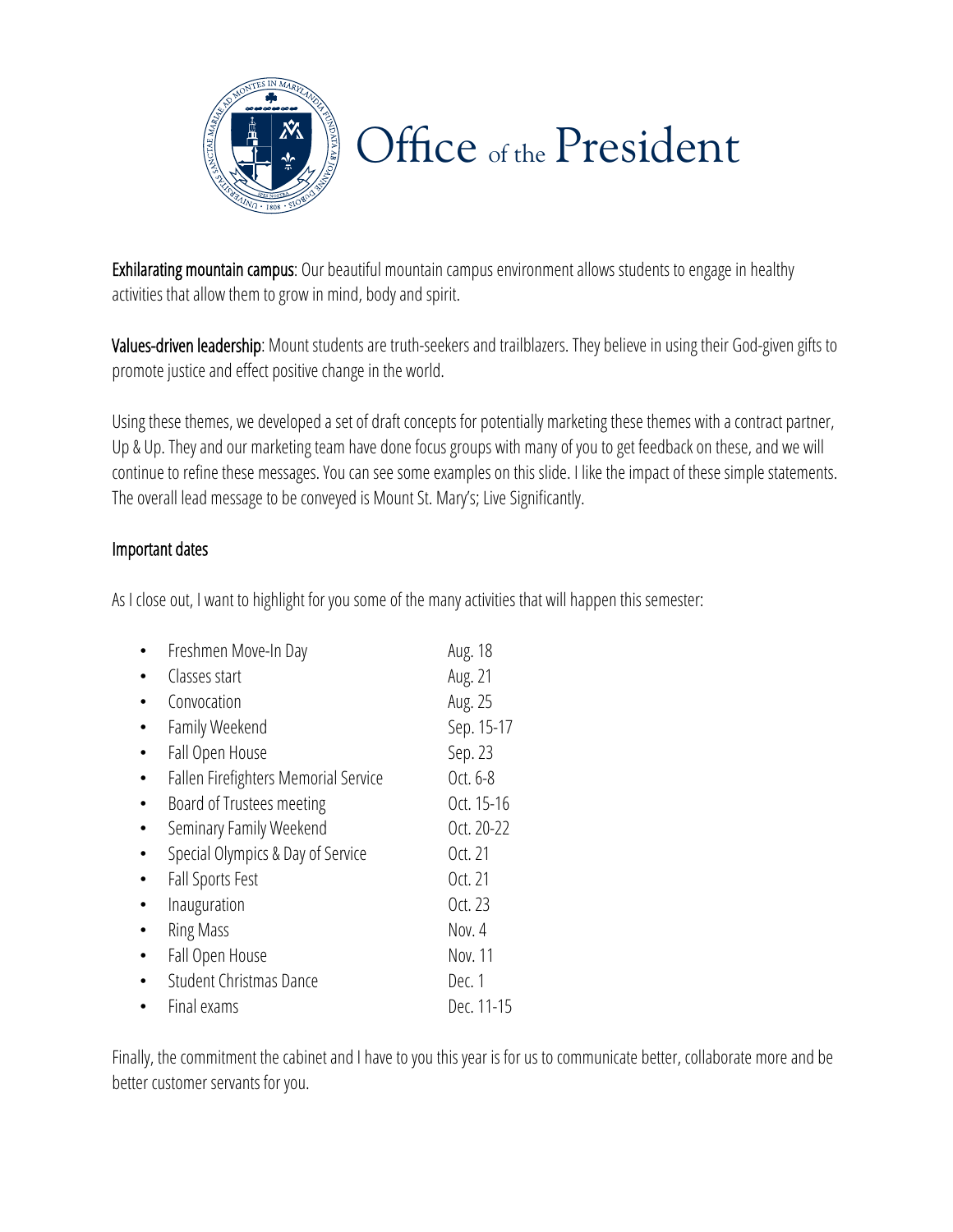# Office of the President

**Exhilarating mountain campus**: Our beautiful mountain campus environment allows students to engage in healthy activities that allow them to grow in mind, body and spirit.

**Values-driven leadership**: Mount students are truth-seekers and trailblazers. They believe in using their God-given gifts to promote justice and effect positive change in the world.

Using these themes, we developed a set of draft concepts for potentially marketing these themes with a contract partner, Up & Up. They and our marketing team have done focus groups with many of you to get feedback on these, and we will continue to refine these messages. You can see some examples on this slide. I like the impact of these simple statements. The overall lead message to be conveyed is Mount St. Mary's; Live Significantly.

## Important dates

As I close out, I want to highlight for you some of the many activities that will happen this semester:

- Freshmen Move-In Day — Aug. 18
- Classes start — Aug. 21
- Convocation — Aug. 25
- Family Weekend — Sep. 15-17
- Fall Open House — Sep. 23
- Fallen Firefighters Memorial Service — Oct. 6-8
- Board of Trustees meeting — Oct. 15-16
- Seminary Family Weekend — Oct. 20-22
- Special Olympics & Day of Service — Oct. 21
- Fall Sports Fest — Oct. 21
- Inauguration — Oct. 23
- Ring Mass — Nov. 4
- Fall Open House — Nov. 11
- Student Christmas Dance — Dec. 1
- Final exams — Dec. 11-15

Finally, the commitment the cabinet and I have to you this year is for us to communicate better, collaborate more and be better customer servants for you.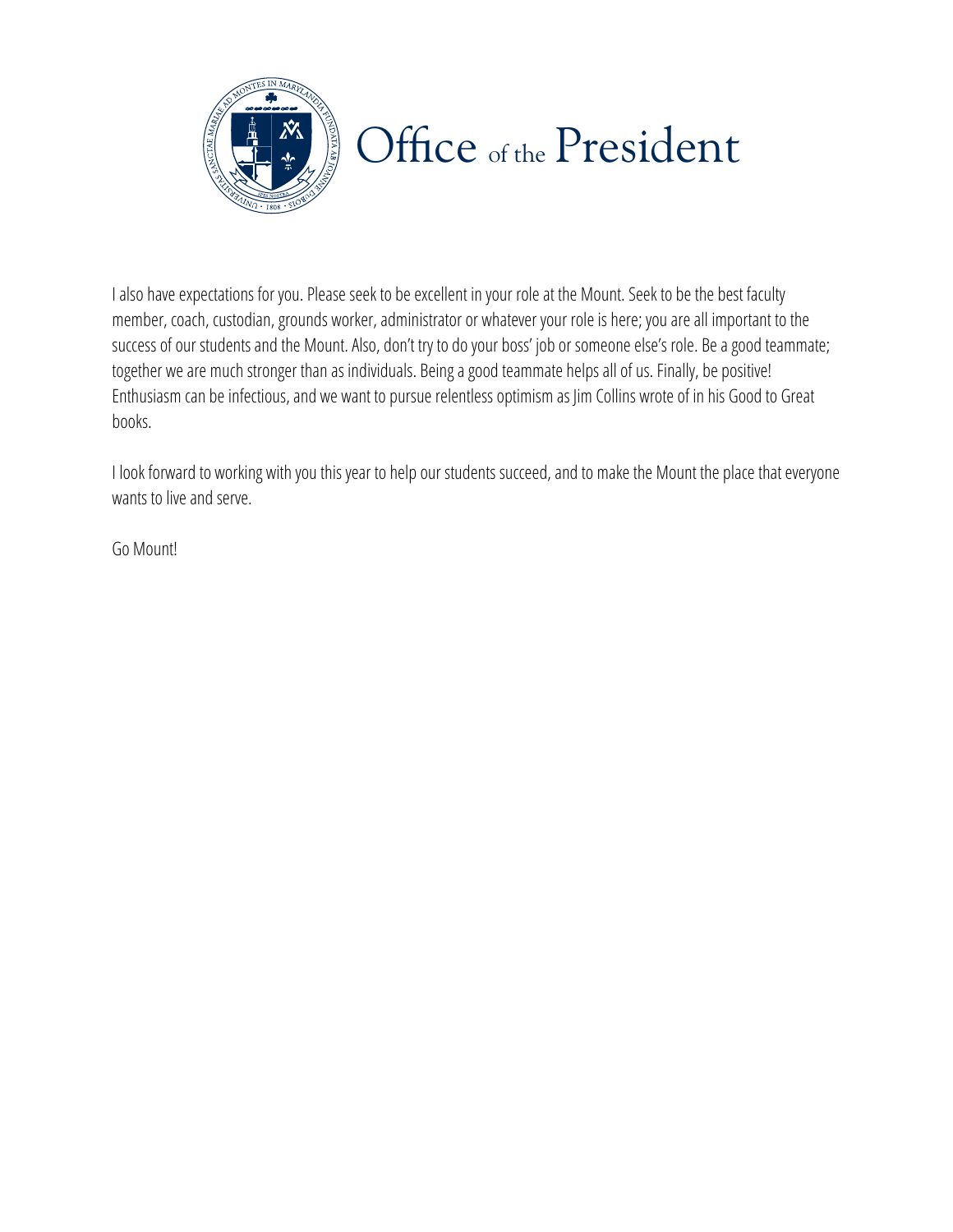I also have expectations for you. Please seek to be excellent in your role at the Mount. Seek to be the best faculty member, coach, custodian, grounds worker, administrator or whatever your role is here; you are all important to the success of our students and the Mount. Also, don't try to do your boss' job or someone else's role. Be a good teammate; together we are much stronger than as individuals. Being a good teammate helps all of us. Finally, be positive! Enthusiasm can be infectious, and we want to pursue relentless optimism as Jim Collins wrote of in his Good to Great books.

I look forward to working with you this year to help our students succeed, and to make the Mount the place that everyone wants to live and serve.

Go Mount!